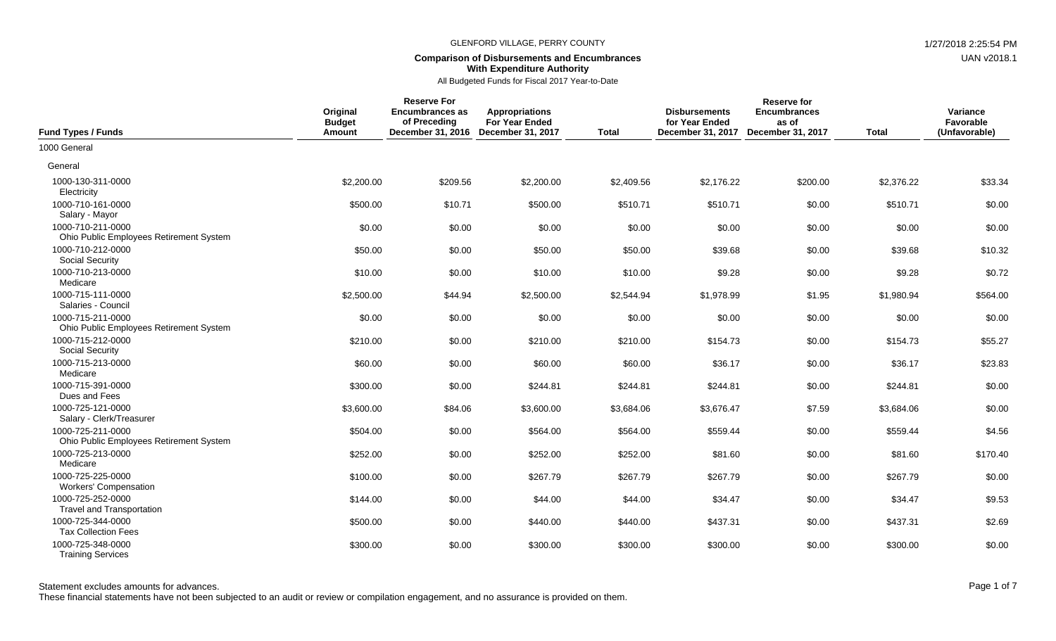GLENFORD VILLAGE, PERRY COUNTY

**Comparison of Disbursements and Encumbrances With Expenditure Authority**

All Budgeted Funds for Fiscal 2017 Year-to-Date

| Fund Types / Funds | Original Budget Amount | Reserve For Encumbrances as of Preceding December 31, 2016 | Appropriations For Year Ended December 31, 2017 | Total | Disbursements for Year Ended December 31, 2017 | Reserve for Encumbrances as of December 31, 2017 | Total | Variance Favorable (Unfavorable) |
|---|---|---|---|---|---|---|---|---|
| 1000 General | | | | | | | | |
| General | | | | | | | | |
| 1000-130-311-0000 Electricity | $2,200.00 | $209.56 | $2,200.00 | $2,409.56 | $2,176.22 | $200.00 | $2,376.22 | $33.34 |
| 1000-710-161-0000 Salary - Mayor | $500.00 | $10.71 | $500.00 | $510.71 | $510.71 | $0.00 | $510.71 | $0.00 |
| 1000-710-211-0000 Ohio Public Employees Retirement System | $0.00 | $0.00 | $0.00 | $0.00 | $0.00 | $0.00 | $0.00 | $0.00 |
| 1000-710-212-0000 Social Security | $50.00 | $0.00 | $50.00 | $50.00 | $39.68 | $0.00 | $39.68 | $10.32 |
| 1000-710-213-0000 Medicare | $10.00 | $0.00 | $10.00 | $10.00 | $9.28 | $0.00 | $9.28 | $0.72 |
| 1000-715-111-0000 Salaries - Council | $2,500.00 | $44.94 | $2,500.00 | $2,544.94 | $1,978.99 | $1.95 | $1,980.94 | $564.00 |
| 1000-715-211-0000 Ohio Public Employees Retirement System | $0.00 | $0.00 | $0.00 | $0.00 | $0.00 | $0.00 | $0.00 | $0.00 |
| 1000-715-212-0000 Social Security | $210.00 | $0.00 | $210.00 | $210.00 | $154.73 | $0.00 | $154.73 | $55.27 |
| 1000-715-213-0000 Medicare | $60.00 | $0.00 | $60.00 | $60.00 | $36.17 | $0.00 | $36.17 | $23.83 |
| 1000-715-391-0000 Dues and Fees | $300.00 | $0.00 | $244.81 | $244.81 | $244.81 | $0.00 | $244.81 | $0.00 |
| 1000-725-121-0000 Salary - Clerk/Treasurer | $3,600.00 | $84.06 | $3,600.00 | $3,684.06 | $3,676.47 | $7.59 | $3,684.06 | $0.00 |
| 1000-725-211-0000 Ohio Public Employees Retirement System | $504.00 | $0.00 | $564.00 | $564.00 | $559.44 | $0.00 | $559.44 | $4.56 |
| 1000-725-213-0000 Medicare | $252.00 | $0.00 | $252.00 | $252.00 | $81.60 | $0.00 | $81.60 | $170.40 |
| 1000-725-225-0000 Workers' Compensation | $100.00 | $0.00 | $267.79 | $267.79 | $267.79 | $0.00 | $267.79 | $0.00 |
| 1000-725-252-0000 Travel and Transportation | $144.00 | $0.00 | $44.00 | $44.00 | $34.47 | $0.00 | $34.47 | $9.53 |
| 1000-725-344-0000 Tax Collection Fees | $500.00 | $0.00 | $440.00 | $440.00 | $437.31 | $0.00 | $437.31 | $2.69 |
| 1000-725-348-0000 Training Services | $300.00 | $0.00 | $300.00 | $300.00 | $300.00 | $0.00 | $300.00 | $0.00 |

Statement excludes amounts for advances.

These financial statements have not been subjected to an audit or review or compilation engagement, and no assurance is provided on them.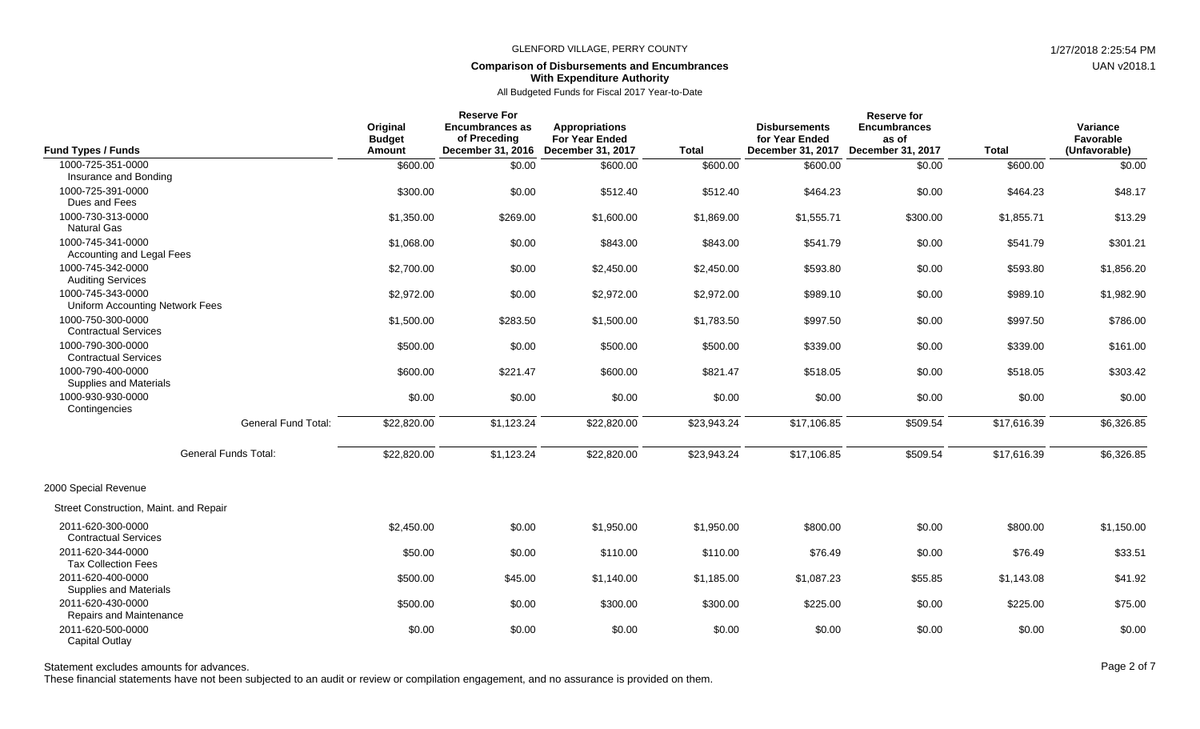GLENFORD VILLAGE, PERRY COUNTY

**Comparison of Disbursements and Encumbrances With Expenditure Authority**

All Budgeted Funds for Fiscal 2017 Year-to-Date

| Fund Types / Funds | Original Budget Amount | Reserve For Encumbrances as of Preceding December 31, 2016 | Appropriations For Year Ended December 31, 2017 | Total | Disbursements for Year Ended December 31, 2017 | Reserve for Encumbrances as of December 31, 2017 | Total | Variance Favorable (Unfavorable) |
|---|---|---|---|---|---|---|---|---|
| 1000-725-351-0000 Insurance and Bonding | $600.00 | $0.00 | $600.00 | $600.00 | $600.00 | $0.00 | $600.00 | $0.00 |
| 1000-725-391-0000 Dues and Fees | $300.00 | $0.00 | $512.40 | $512.40 | $464.23 | $0.00 | $464.23 | $48.17 |
| 1000-730-313-0000 Natural Gas | $1,350.00 | $269.00 | $1,600.00 | $1,869.00 | $1,555.71 | $300.00 | $1,855.71 | $13.29 |
| 1000-745-341-0000 Accounting and Legal Fees | $1,068.00 | $0.00 | $843.00 | $843.00 | $541.79 | $0.00 | $541.79 | $301.21 |
| 1000-745-342-0000 Auditing Services | $2,700.00 | $0.00 | $2,450.00 | $2,450.00 | $593.80 | $0.00 | $593.80 | $1,856.20 |
| 1000-745-343-0000 Uniform Accounting Network Fees | $2,972.00 | $0.00 | $2,972.00 | $2,972.00 | $989.10 | $0.00 | $989.10 | $1,982.90 |
| 1000-750-300-0000 Contractual Services | $1,500.00 | $283.50 | $1,500.00 | $1,783.50 | $997.50 | $0.00 | $997.50 | $786.00 |
| 1000-790-300-0000 Contractual Services | $500.00 | $0.00 | $500.00 | $500.00 | $339.00 | $0.00 | $339.00 | $161.00 |
| 1000-790-400-0000 Supplies and Materials | $600.00 | $221.47 | $600.00 | $821.47 | $518.05 | $0.00 | $518.05 | $303.42 |
| 1000-930-930-0000 Contingencies | $0.00 | $0.00 | $0.00 | $0.00 | $0.00 | $0.00 | $0.00 | $0.00 |
| General Fund Total: | $22,820.00 | $1,123.24 | $22,820.00 | $23,943.24 | $17,106.85 | $509.54 | $17,616.39 | $6,326.85 |
| General Funds Total: | $22,820.00 | $1,123.24 | $22,820.00 | $23,943.24 | $17,106.85 | $509.54 | $17,616.39 | $6,326.85 |
| 2000 Special Revenue | | | | | | | | |
| Street Construction, Maint. and Repair | | | | | | | | |
| 2011-620-300-0000 Contractual Services | $2,450.00 | $0.00 | $1,950.00 | $1,950.00 | $800.00 | $0.00 | $800.00 | $1,150.00 |
| 2011-620-344-0000 Tax Collection Fees | $50.00 | $0.00 | $110.00 | $110.00 | $76.49 | $0.00 | $76.49 | $33.51 |
| 2011-620-400-0000 Supplies and Materials | $500.00 | $45.00 | $1,140.00 | $1,185.00 | $1,087.23 | $55.85 | $1,143.08 | $41.92 |
| 2011-620-430-0000 Repairs and Maintenance | $500.00 | $0.00 | $300.00 | $300.00 | $225.00 | $0.00 | $225.00 | $75.00 |
| 2011-620-500-0000 Capital Outlay | $0.00 | $0.00 | $0.00 | $0.00 | $0.00 | $0.00 | $0.00 | $0.00 |

Statement excludes amounts for advances.

These financial statements have not been subjected to an audit or review or compilation engagement, and no assurance is provided on them.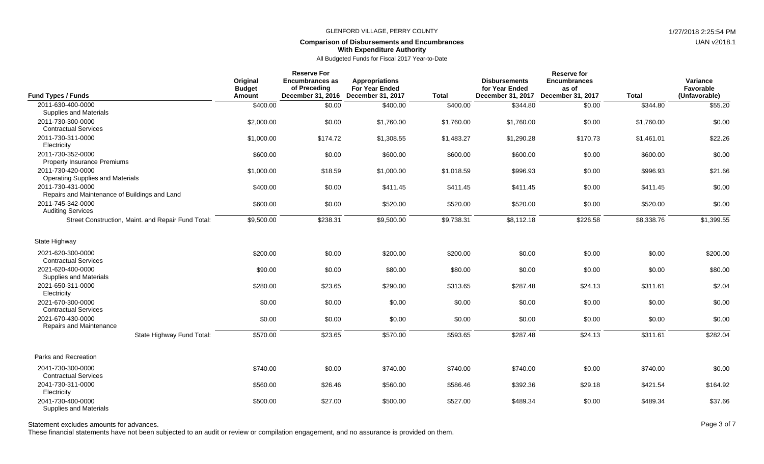GLENFORD VILLAGE, PERRY COUNTY

**Comparison of Disbursements and Encumbrances With Expenditure Authority**

All Budgeted Funds for Fiscal 2017 Year-to-Date

| Fund Types / Funds | Original Budget Amount | Reserve For Encumbrances as of Preceding December 31, 2016 | Appropriations For Year Ended December 31, 2017 | Total | Disbursements for Year Ended December 31, 2017 | Reserve for Encumbrances as of December 31, 2017 | Total | Variance Favorable (Unfavorable) |
|---|---|---|---|---|---|---|---|---|
| 2011-630-400-0000 Supplies and Materials | $400.00 | $0.00 | $400.00 | $400.00 | $344.80 | $0.00 | $344.80 | $55.20 |
| 2011-730-300-0000 Contractual Services | $2,000.00 | $0.00 | $1,760.00 | $1,760.00 | $1,760.00 | $0.00 | $1,760.00 | $0.00 |
| 2011-730-311-0000 Electricity | $1,000.00 | $174.72 | $1,308.55 | $1,483.27 | $1,290.28 | $170.73 | $1,461.01 | $22.26 |
| 2011-730-352-0000 Property Insurance Premiums | $600.00 | $0.00 | $600.00 | $600.00 | $600.00 | $0.00 | $600.00 | $0.00 |
| 2011-730-420-0000 Operating Supplies and Materials | $1,000.00 | $18.59 | $1,000.00 | $1,018.59 | $996.93 | $0.00 | $996.93 | $21.66 |
| 2011-730-431-0000 Repairs and Maintenance of Buildings and Land | $400.00 | $0.00 | $411.45 | $411.45 | $411.45 | $0.00 | $411.45 | $0.00 |
| 2011-745-342-0000 Auditing Services | $600.00 | $0.00 | $520.00 | $520.00 | $520.00 | $0.00 | $520.00 | $0.00 |
| Street Construction, Maint. and Repair Fund Total: | $9,500.00 | $238.31 | $9,500.00 | $9,738.31 | $8,112.18 | $226.58 | $8,338.76 | $1,399.55 |
| **State Highway** | | | | | | | | |
| 2021-620-300-0000 Contractual Services | $200.00 | $0.00 | $200.00 | $200.00 | $0.00 | $0.00 | $0.00 | $200.00 |
| 2021-620-400-0000 Supplies and Materials | $90.00 | $0.00 | $80.00 | $80.00 | $0.00 | $0.00 | $0.00 | $80.00 |
| 2021-650-311-0000 Electricity | $280.00 | $23.65 | $290.00 | $313.65 | $287.48 | $24.13 | $311.61 | $2.04 |
| 2021-670-300-0000 Contractual Services | $0.00 | $0.00 | $0.00 | $0.00 | $0.00 | $0.00 | $0.00 | $0.00 |
| 2021-670-430-0000 Repairs and Maintenance | $0.00 | $0.00 | $0.00 | $0.00 | $0.00 | $0.00 | $0.00 | $0.00 |
| State Highway Fund Total: | $570.00 | $23.65 | $570.00 | $593.65 | $287.48 | $24.13 | $311.61 | $282.04 |
| **Parks and Recreation** | | | | | | | | |
| 2041-730-300-0000 Contractual Services | $740.00 | $0.00 | $740.00 | $740.00 | $740.00 | $0.00 | $740.00 | $0.00 |
| 2041-730-311-0000 Electricity | $560.00 | $26.46 | $560.00 | $586.46 | $392.36 | $29.18 | $421.54 | $164.92 |
| 2041-730-400-0000 Supplies and Materials | $500.00 | $27.00 | $500.00 | $527.00 | $489.34 | $0.00 | $489.34 | $37.66 |

Statement excludes amounts for advances.

These financial statements have not been subjected to an audit or review or compilation engagement, and no assurance is provided on them.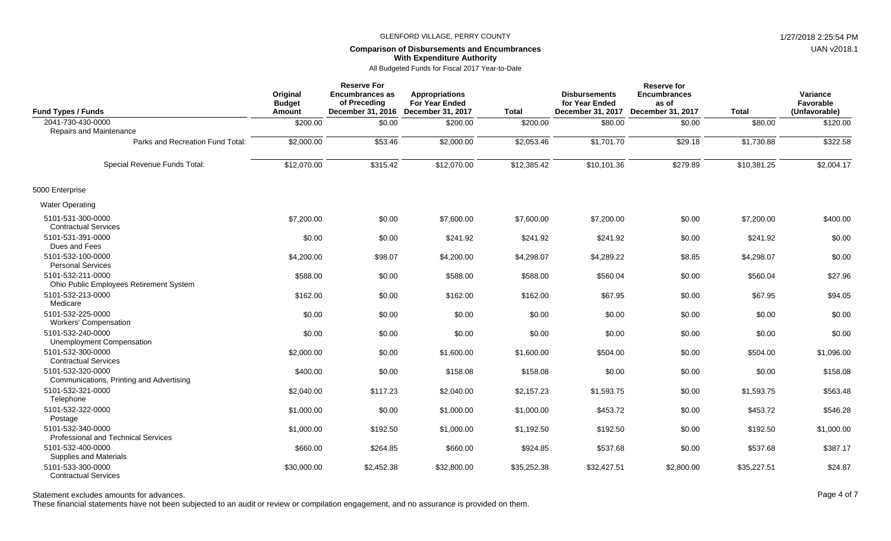GLENFORD VILLAGE, PERRY COUNTY

**Comparison of Disbursements and Encumbrances With Expenditure Authority**

All Budgeted Funds for Fiscal 2017 Year-to-Date

| Fund Types / Funds | Original Budget Amount | Reserve For Encumbrances as of Preceding December 31, 2016 | Appropriations For Year Ended December 31, 2017 | Total | Disbursements for Year Ended December 31, 2017 | Reserve for Encumbrances as of December 31, 2017 | Total | Variance Favorable (Unfavorable) |
|---|---|---|---|---|---|---|---|---|
| 2041-730-430-0000 Repairs and Maintenance | $200.00 | $0.00 | $200.00 | $200.00 | $80.00 | $0.00 | $80.00 | $120.00 |
| Parks and Recreation Fund Total: | $2,000.00 | $53.46 | $2,000.00 | $2,053.46 | $1,701.70 | $29.18 | $1,730.88 | $322.58 |
| Special Revenue Funds Total: | $12,070.00 | $315.42 | $12,070.00 | $12,385.42 | $10,101.36 | $279.89 | $10,381.25 | $2,004.17 |
| 5000 Enterprise | | | | | | | | |
| Water Operating | | | | | | | | |
| 5101-531-300-0000 Contractual Services | $7,200.00 | $0.00 | $7,600.00 | $7,600.00 | $7,200.00 | $0.00 | $7,200.00 | $400.00 |
| 5101-531-391-0000 Dues and Fees | $0.00 | $0.00 | $241.92 | $241.92 | $241.92 | $0.00 | $241.92 | $0.00 |
| 5101-532-100-0000 Personal Services | $4,200.00 | $98.07 | $4,200.00 | $4,298.07 | $4,289.22 | $8.85 | $4,298.07 | $0.00 |
| 5101-532-211-0000 Ohio Public Employees Retirement System | $588.00 | $0.00 | $588.00 | $588.00 | $560.04 | $0.00 | $560.04 | $27.96 |
| 5101-532-213-0000 Medicare | $162.00 | $0.00 | $162.00 | $162.00 | $67.95 | $0.00 | $67.95 | $94.05 |
| 5101-532-225-0000 Workers' Compensation | $0.00 | $0.00 | $0.00 | $0.00 | $0.00 | $0.00 | $0.00 | $0.00 |
| 5101-532-240-0000 Unemployment Compensation | $0.00 | $0.00 | $0.00 | $0.00 | $0.00 | $0.00 | $0.00 | $0.00 |
| 5101-532-300-0000 Contractual Services | $2,000.00 | $0.00 | $1,600.00 | $1,600.00 | $504.00 | $0.00 | $504.00 | $1,096.00 |
| 5101-532-320-0000 Communications, Printing and Advertising | $400.00 | $0.00 | $158.08 | $158.08 | $0.00 | $0.00 | $0.00 | $158.08 |
| 5101-532-321-0000 Telephone | $2,040.00 | $117.23 | $2,040.00 | $2,157.23 | $1,593.75 | $0.00 | $1,593.75 | $563.48 |
| 5101-532-322-0000 Postage | $1,000.00 | $0.00 | $1,000.00 | $1,000.00 | $453.72 | $0.00 | $453.72 | $546.28 |
| 5101-532-340-0000 Professional and Technical Services | $1,000.00 | $192.50 | $1,000.00 | $1,192.50 | $192.50 | $0.00 | $192.50 | $1,000.00 |
| 5101-532-400-0000 Supplies and Materials | $660.00 | $264.85 | $660.00 | $924.85 | $537.68 | $0.00 | $537.68 | $387.17 |
| 5101-533-300-0000 Contractual Services | $30,000.00 | $2,452.38 | $32,800.00 | $35,252.38 | $32,427.51 | $2,800.00 | $35,227.51 | $24.87 |

Statement excludes amounts for advances.

These financial statements have not been subjected to an audit or review or compilation engagement, and no assurance is provided on them.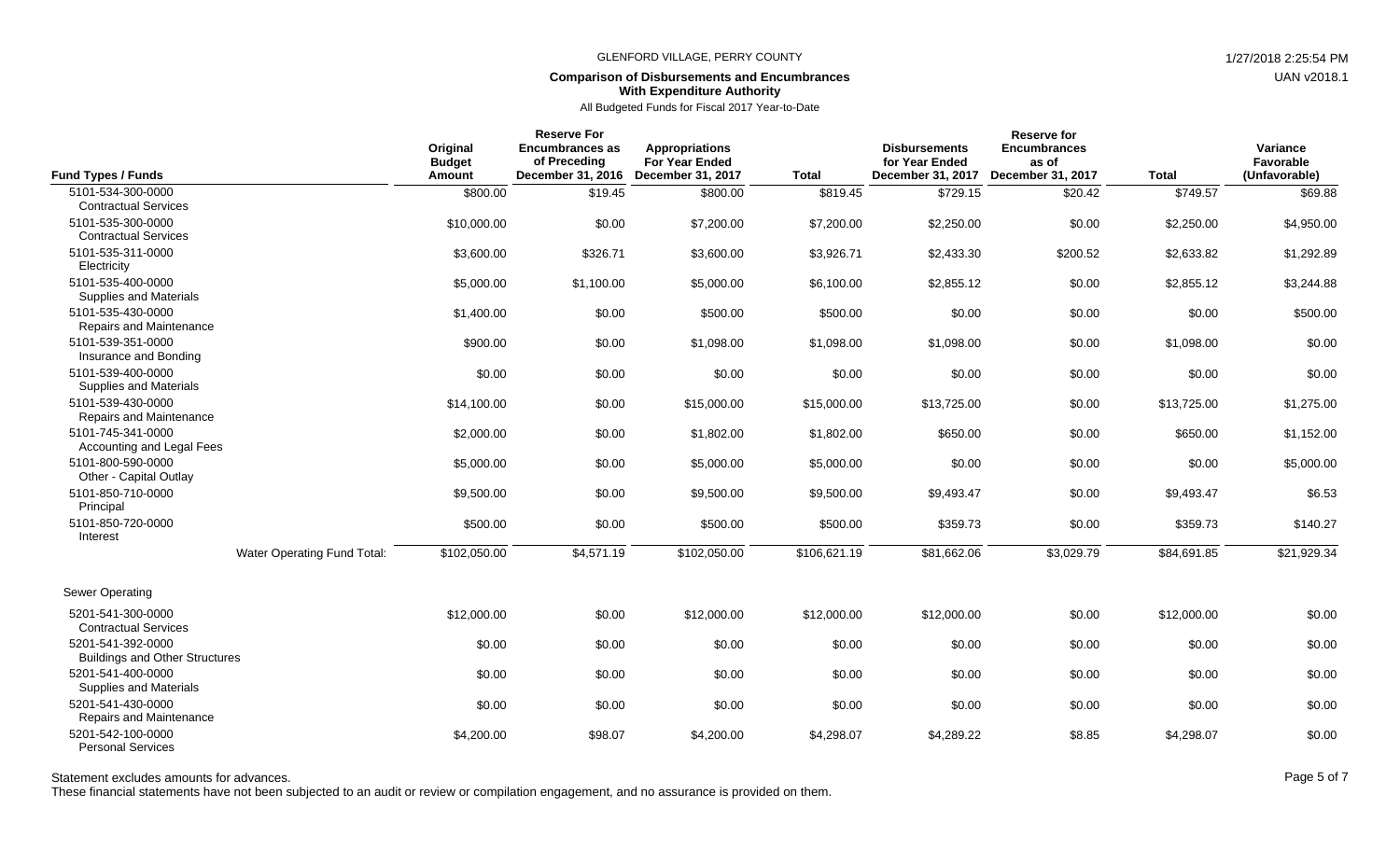GLENFORD VILLAGE, PERRY COUNTY

**Comparison of Disbursements and Encumbrances With Expenditure Authority**

All Budgeted Funds for Fiscal 2017 Year-to-Date

| Fund Types / Funds | Original Budget Amount | Reserve For Encumbrances as of Preceding December 31, 2016 | Appropriations For Year Ended December 31, 2017 | Total | Disbursements for Year Ended December 31, 2017 | Reserve for Encumbrances as of December 31, 2017 | Total | Variance Favorable (Unfavorable) |
|---|---|---|---|---|---|---|---|---|
| 5101-534-300-0000 Contractual Services | $800.00 | $19.45 | $800.00 | $819.45 | $729.15 | $20.42 | $749.57 | $69.88 |
| 5101-535-300-0000 Contractual Services | $10,000.00 | $0.00 | $7,200.00 | $7,200.00 | $2,250.00 | $0.00 | $2,250.00 | $4,950.00 |
| 5101-535-311-0000 Electricity | $3,600.00 | $326.71 | $3,600.00 | $3,926.71 | $2,433.30 | $200.52 | $2,633.82 | $1,292.89 |
| 5101-535-400-0000 Supplies and Materials | $5,000.00 | $1,100.00 | $5,000.00 | $6,100.00 | $2,855.12 | $0.00 | $2,855.12 | $3,244.88 |
| 5101-535-430-0000 Repairs and Maintenance | $1,400.00 | $0.00 | $500.00 | $500.00 | $0.00 | $0.00 | $0.00 | $500.00 |
| 5101-539-351-0000 Insurance and Bonding | $900.00 | $0.00 | $1,098.00 | $1,098.00 | $1,098.00 | $0.00 | $1,098.00 | $0.00 |
| 5101-539-400-0000 Supplies and Materials | $0.00 | $0.00 | $0.00 | $0.00 | $0.00 | $0.00 | $0.00 | $0.00 |
| 5101-539-430-0000 Repairs and Maintenance | $14,100.00 | $0.00 | $15,000.00 | $15,000.00 | $13,725.00 | $0.00 | $13,725.00 | $1,275.00 |
| 5101-745-341-0000 Accounting and Legal Fees | $2,000.00 | $0.00 | $1,802.00 | $1,802.00 | $650.00 | $0.00 | $650.00 | $1,152.00 |
| 5101-800-590-0000 Other - Capital Outlay | $5,000.00 | $0.00 | $5,000.00 | $5,000.00 | $0.00 | $0.00 | $0.00 | $5,000.00 |
| 5101-850-710-0000 Principal | $9,500.00 | $0.00 | $9,500.00 | $9,500.00 | $9,493.47 | $0.00 | $9,493.47 | $6.53 |
| 5101-850-720-0000 Interest | $500.00 | $0.00 | $500.00 | $500.00 | $359.73 | $0.00 | $359.73 | $140.27 |
| Water Operating Fund Total: | $102,050.00 | $4,571.19 | $102,050.00 | $106,621.19 | $81,662.06 | $3,029.79 | $84,691.85 | $21,929.34 |
| **Sewer Operating** | | | | | | | | |
| 5201-541-300-0000 Contractual Services | $12,000.00 | $0.00 | $12,000.00 | $12,000.00 | $12,000.00 | $0.00 | $12,000.00 | $0.00 |
| 5201-541-392-0000 Buildings and Other Structures | $0.00 | $0.00 | $0.00 | $0.00 | $0.00 | $0.00 | $0.00 | $0.00 |
| 5201-541-400-0000 Supplies and Materials | $0.00 | $0.00 | $0.00 | $0.00 | $0.00 | $0.00 | $0.00 | $0.00 |
| 5201-541-430-0000 Repairs and Maintenance | $0.00 | $0.00 | $0.00 | $0.00 | $0.00 | $0.00 | $0.00 | $0.00 |
| 5201-542-100-0000 Personal Services | $4,200.00 | $98.07 | $4,200.00 | $4,298.07 | $4,289.22 | $8.85 | $4,298.07 | $0.00 |

Statement excludes amounts for advances.

These financial statements have not been subjected to an audit or review or compilation engagement, and no assurance is provided on them.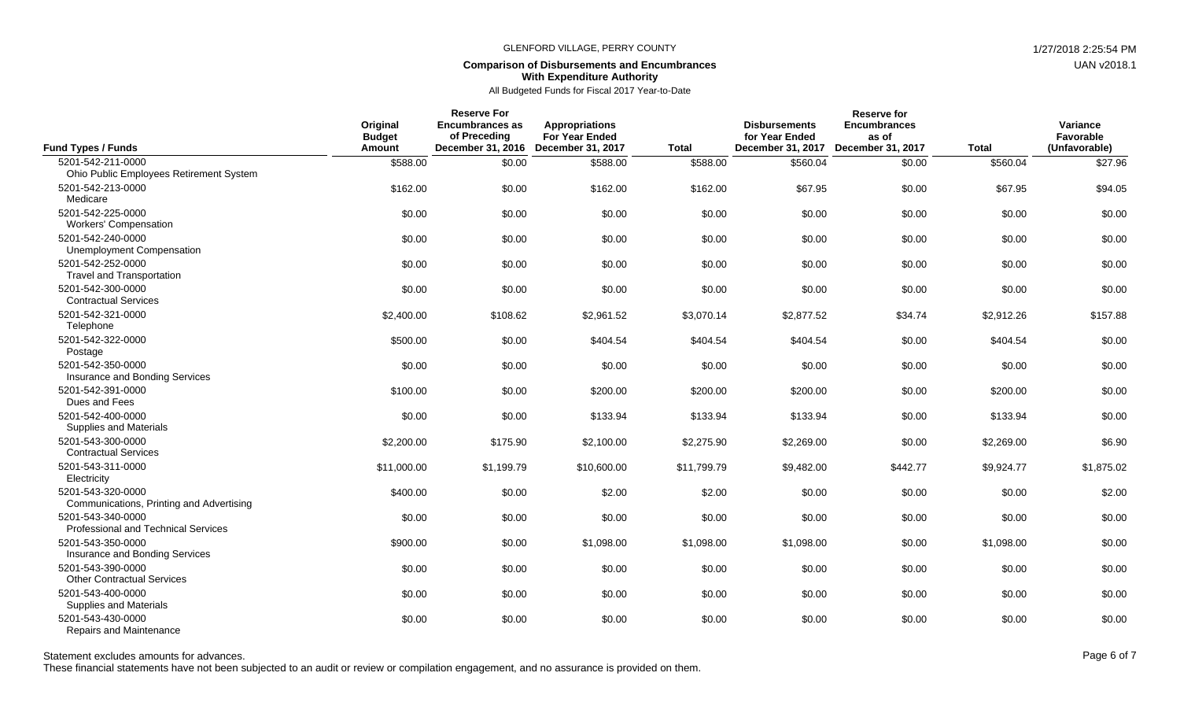GLENFORD VILLAGE, PERRY COUNTY

**Comparison of Disbursements and Encumbrances With Expenditure Authority**

All Budgeted Funds for Fiscal 2017 Year-to-Date

| Fund Types / Funds | Original Budget Amount | Reserve For Encumbrances as of Preceding December 31, 2016 | Appropriations For Year Ended December 31, 2017 | Total | Disbursements for Year Ended December 31, 2017 | Reserve for Encumbrances as of December 31, 2017 | Total | Variance Favorable (Unfavorable) |
|---|---|---|---|---|---|---|---|---|
| 5201-542-211-0000 Ohio Public Employees Retirement System | $588.00 | $0.00 | $588.00 | $588.00 | $560.04 | $0.00 | $560.04 | $27.96 |
| 5201-542-213-0000 Medicare | $162.00 | $0.00 | $162.00 | $162.00 | $67.95 | $0.00 | $67.95 | $94.05 |
| 5201-542-225-0000 Workers' Compensation | $0.00 | $0.00 | $0.00 | $0.00 | $0.00 | $0.00 | $0.00 | $0.00 |
| 5201-542-240-0000 Unemployment Compensation | $0.00 | $0.00 | $0.00 | $0.00 | $0.00 | $0.00 | $0.00 | $0.00 |
| 5201-542-252-0000 Travel and Transportation | $0.00 | $0.00 | $0.00 | $0.00 | $0.00 | $0.00 | $0.00 | $0.00 |
| 5201-542-300-0000 Contractual Services | $0.00 | $0.00 | $0.00 | $0.00 | $0.00 | $0.00 | $0.00 | $0.00 |
| 5201-542-321-0000 Telephone | $2,400.00 | $108.62 | $2,961.52 | $3,070.14 | $2,877.52 | $34.74 | $2,912.26 | $157.88 |
| 5201-542-322-0000 Postage | $500.00 | $0.00 | $404.54 | $404.54 | $404.54 | $0.00 | $404.54 | $0.00 |
| 5201-542-350-0000 Insurance and Bonding Services | $0.00 | $0.00 | $0.00 | $0.00 | $0.00 | $0.00 | $0.00 | $0.00 |
| 5201-542-391-0000 Dues and Fees | $100.00 | $0.00 | $200.00 | $200.00 | $200.00 | $0.00 | $200.00 | $0.00 |
| 5201-542-400-0000 Supplies and Materials | $0.00 | $0.00 | $133.94 | $133.94 | $133.94 | $0.00 | $133.94 | $0.00 |
| 5201-543-300-0000 Contractual Services | $2,200.00 | $175.90 | $2,100.00 | $2,275.90 | $2,269.00 | $0.00 | $2,269.00 | $6.90 |
| 5201-543-311-0000 Electricity | $11,000.00 | $1,199.79 | $10,600.00 | $11,799.79 | $9,482.00 | $442.77 | $9,924.77 | $1,875.02 |
| 5201-543-320-0000 Communications, Printing and Advertising | $400.00 | $0.00 | $2.00 | $2.00 | $0.00 | $0.00 | $0.00 | $2.00 |
| 5201-543-340-0000 Professional and Technical Services | $0.00 | $0.00 | $0.00 | $0.00 | $0.00 | $0.00 | $0.00 | $0.00 |
| 5201-543-350-0000 Insurance and Bonding Services | $900.00 | $0.00 | $1,098.00 | $1,098.00 | $1,098.00 | $0.00 | $1,098.00 | $0.00 |
| 5201-543-390-0000 Other Contractual Services | $0.00 | $0.00 | $0.00 | $0.00 | $0.00 | $0.00 | $0.00 | $0.00 |
| 5201-543-400-0000 Supplies and Materials | $0.00 | $0.00 | $0.00 | $0.00 | $0.00 | $0.00 | $0.00 | $0.00 |
| 5201-543-430-0000 Repairs and Maintenance | $0.00 | $0.00 | $0.00 | $0.00 | $0.00 | $0.00 | $0.00 | $0.00 |

Statement excludes amounts for advances.

These financial statements have not been subjected to an audit or review or compilation engagement, and no assurance is provided on them.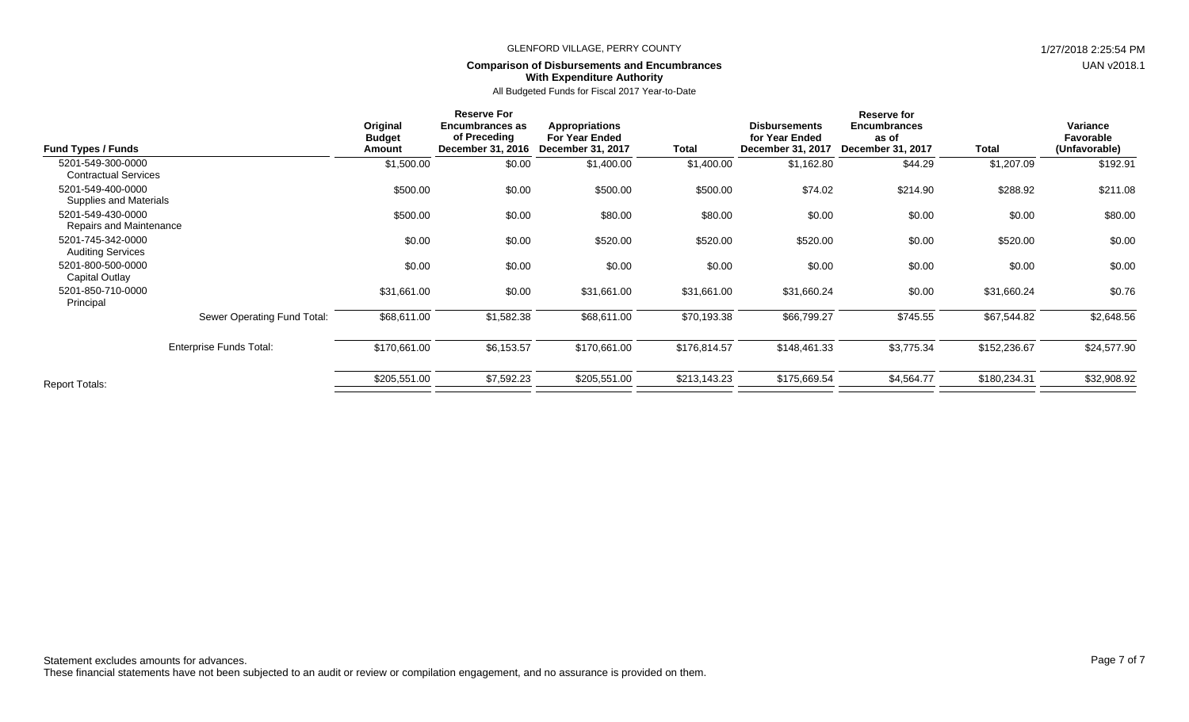GLENFORD VILLAGE, PERRY COUNTY

1/27/2018 2:25:54 PM

UAN v2018.1

**Comparison of Disbursements and Encumbrances With Expenditure Authority**

All Budgeted Funds for Fiscal 2017 Year-to-Date

| Fund Types / Funds | Original Budget Amount | Reserve For Encumbrances as of Preceding December 31, 2016 | Appropriations For Year Ended December 31, 2017 | Total | Disbursements for Year Ended December 31, 2017 | Reserve for Encumbrances as of December 31, 2017 | Total | Variance Favorable (Unfavorable) |
|---|---|---|---|---|---|---|---|---|
| 5201-549-300-0000 Contractual Services | $1,500.00 | $0.00 | $1,400.00 | $1,400.00 | $1,162.80 | $44.29 | $1,207.09 | $192.91 |
| 5201-549-400-0000 Supplies and Materials | $500.00 | $0.00 | $500.00 | $500.00 | $74.02 | $214.90 | $288.92 | $211.08 |
| 5201-549-430-0000 Repairs and Maintenance | $500.00 | $0.00 | $80.00 | $80.00 | $0.00 | $0.00 | $0.00 | $80.00 |
| 5201-745-342-0000 Auditing Services | $0.00 | $0.00 | $520.00 | $520.00 | $520.00 | $0.00 | $520.00 | $0.00 |
| 5201-800-500-0000 Capital Outlay | $0.00 | $0.00 | $0.00 | $0.00 | $0.00 | $0.00 | $0.00 | $0.00 |
| 5201-850-710-0000 Principal | $31,661.00 | $0.00 | $31,661.00 | $31,661.00 | $31,660.24 | $0.00 | $31,660.24 | $0.76 |
| Sewer Operating Fund Total: | $68,611.00 | $1,582.38 | $68,611.00 | $70,193.38 | $66,799.27 | $745.55 | $67,544.82 | $2,648.56 |
| Enterprise Funds Total: | $170,661.00 | $6,153.57 | $170,661.00 | $176,814.57 | $148,461.33 | $3,775.34 | $152,236.67 | $24,577.90 |
| Report Totals: | $205,551.00 | $7,592.23 | $205,551.00 | $213,143.23 | $175,669.54 | $4,564.77 | $180,234.31 | $32,908.92 |

Statement excludes amounts for advances.

These financial statements have not been subjected to an audit or review or compilation engagement, and no assurance is provided on them.